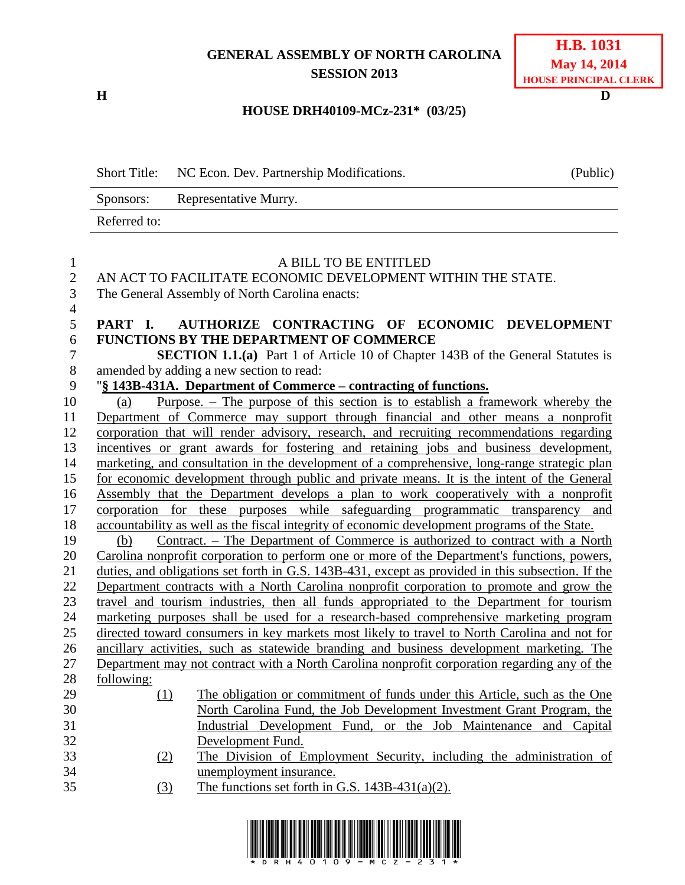**GENERAL ASSEMBLY OF NORTH CAROLINA**
**SESSION 2013**

**H.B. 1031**
**May 14, 2014**
**HOUSE PRINCIPAL CLERK**

**H** **D**

**HOUSE DRH40109-MCz-231\* (03/25)**

| Short Title: | NC Econ. Dev. Partnership Modifications. | (Public) |
|---|---|---|
| Sponsors: | Representative Murry. | |
| Referred to: | | |

A BILL TO BE ENTITLED

AN ACT TO FACILITATE ECONOMIC DEVELOPMENT WITHIN THE STATE.

The General Assembly of North Carolina enacts:

**PART I. AUTHORIZE CONTRACTING OF ECONOMIC DEVELOPMENT FUNCTIONS BY THE DEPARTMENT OF COMMERCE**

**SECTION 1.1.(a)** Part 1 of Article 10 of Chapter 143B of the General Statutes is amended by adding a new section to read:

"**§ 143B-431A. Department of Commerce – contracting of functions.**

(a) Purpose. – The purpose of this section is to establish a framework whereby the Department of Commerce may support through financial and other means a nonprofit corporation that will render advisory, research, and recruiting recommendations regarding incentives or grant awards for fostering and retaining jobs and business development, marketing, and consultation in the development of a comprehensive, long-range strategic plan for economic development through public and private means. It is the intent of the General Assembly that the Department develops a plan to work cooperatively with a nonprofit corporation for these purposes while safeguarding programmatic transparency and accountability as well as the fiscal integrity of economic development programs of the State.

(b) Contract. – The Department of Commerce is authorized to contract with a North Carolina nonprofit corporation to perform one or more of the Department's functions, powers, duties, and obligations set forth in G.S. 143B-431, except as provided in this subsection. If the Department contracts with a North Carolina nonprofit corporation to promote and grow the travel and tourism industries, then all funds appropriated to the Department for tourism marketing purposes shall be used for a research-based comprehensive marketing program directed toward consumers in key markets most likely to travel to North Carolina and not for ancillary activities, such as statewide branding and business development marketing. The Department may not contract with a North Carolina nonprofit corporation regarding any of the following:

(1) The obligation or commitment of funds under this Article, such as the One North Carolina Fund, the Job Development Investment Grant Program, the Industrial Development Fund, or the Job Maintenance and Capital Development Fund.

(2) The Division of Employment Security, including the administration of unemployment insurance.

(3) The functions set forth in G.S. 143B-431(a)(2).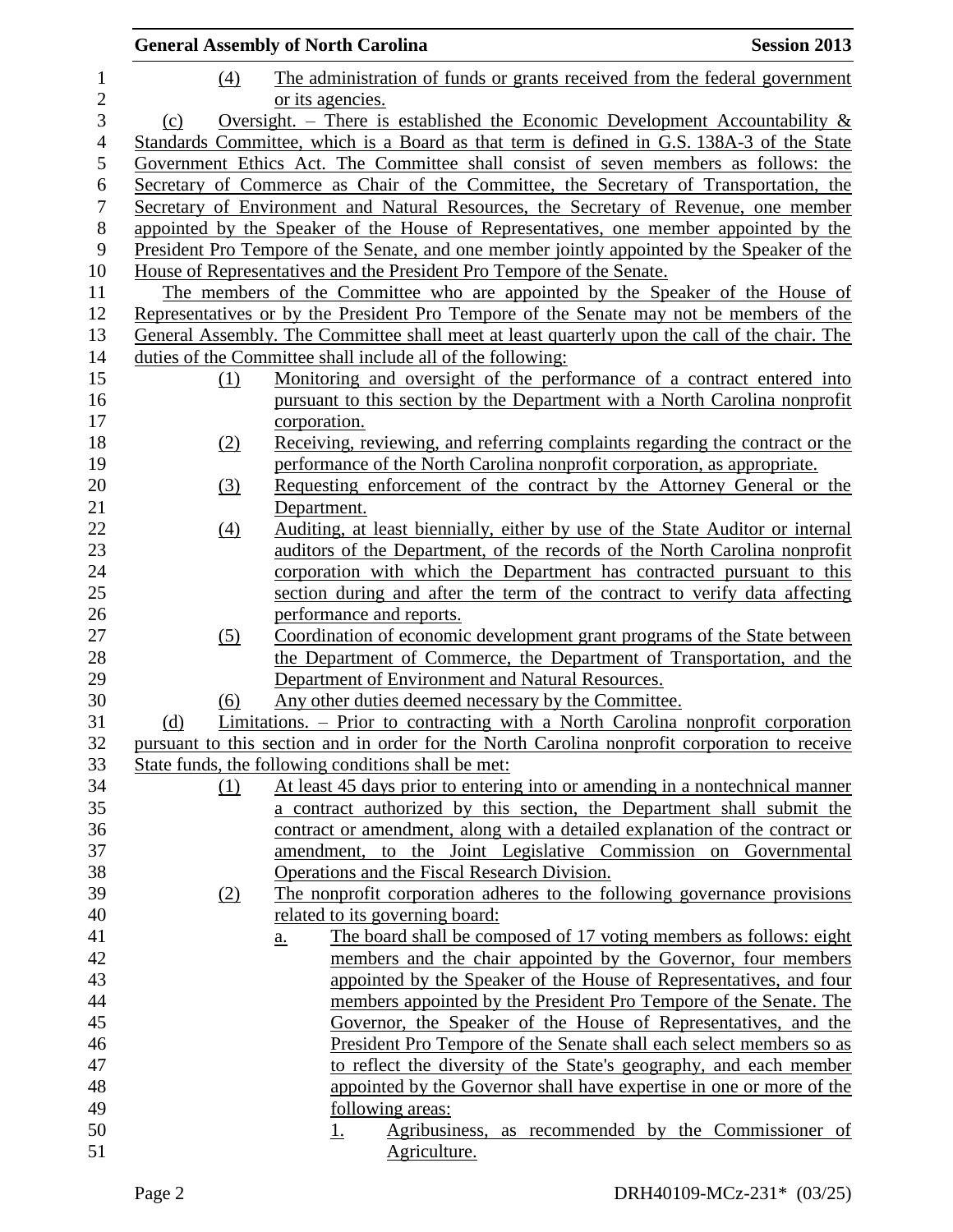(4) The administration of funds or grants received from the federal government or its agencies.

(c) Oversight. – There is established the Economic Development Accountability & Standards Committee, which is a Board as that term is defined in G.S. 138A-3 of the State Government Ethics Act. The Committee shall consist of seven members as follows: the Secretary of Commerce as Chair of the Committee, the Secretary of Transportation, the Secretary of Environment and Natural Resources, the Secretary of Revenue, one member appointed by the Speaker of the House of Representatives, one member appointed by the President Pro Tempore of the Senate, and one member jointly appointed by the Speaker of the House of Representatives and the President Pro Tempore of the Senate.

The members of the Committee who are appointed by the Speaker of the House of Representatives or by the President Pro Tempore of the Senate may not be members of the General Assembly. The Committee shall meet at least quarterly upon the call of the chair. The duties of the Committee shall include all of the following:

(1) Monitoring and oversight of the performance of a contract entered into pursuant to this section by the Department with a North Carolina nonprofit corporation.
(2) Receiving, reviewing, and referring complaints regarding the contract or the performance of the North Carolina nonprofit corporation, as appropriate.
(3) Requesting enforcement of the contract by the Attorney General or the Department.
(4) Auditing, at least biennially, either by use of the State Auditor or internal auditors of the Department, of the records of the North Carolina nonprofit corporation with which the Department has contracted pursuant to this section during and after the term of the contract to verify data affecting performance and reports.
(5) Coordination of economic development grant programs of the State between the Department of Commerce, the Department of Transportation, and the Department of Environment and Natural Resources.
(6) Any other duties deemed necessary by the Committee.

(d) Limitations. – Prior to contracting with a North Carolina nonprofit corporation pursuant to this section and in order for the North Carolina nonprofit corporation to receive State funds, the following conditions shall be met:

(1) At least 45 days prior to entering into or amending in a nontechnical manner a contract authorized by this section, the Department shall submit the contract or amendment, along with a detailed explanation of the contract or amendment, to the Joint Legislative Commission on Governmental Operations and the Fiscal Research Division.
(2) The nonprofit corporation adheres to the following governance provisions related to its governing board:
    a. The board shall be composed of 17 voting members as follows: eight members and the chair appointed by the Governor, four members appointed by the Speaker of the House of Representatives, and four members appointed by the President Pro Tempore of the Senate. The Governor, the Speaker of the House of Representatives, and the President Pro Tempore of the Senate shall each select members so as to reflect the diversity of the State's geography, and each member appointed by the Governor shall have expertise in one or more of the following areas:
        1. Agribusiness, as recommended by the Commissioner of Agriculture.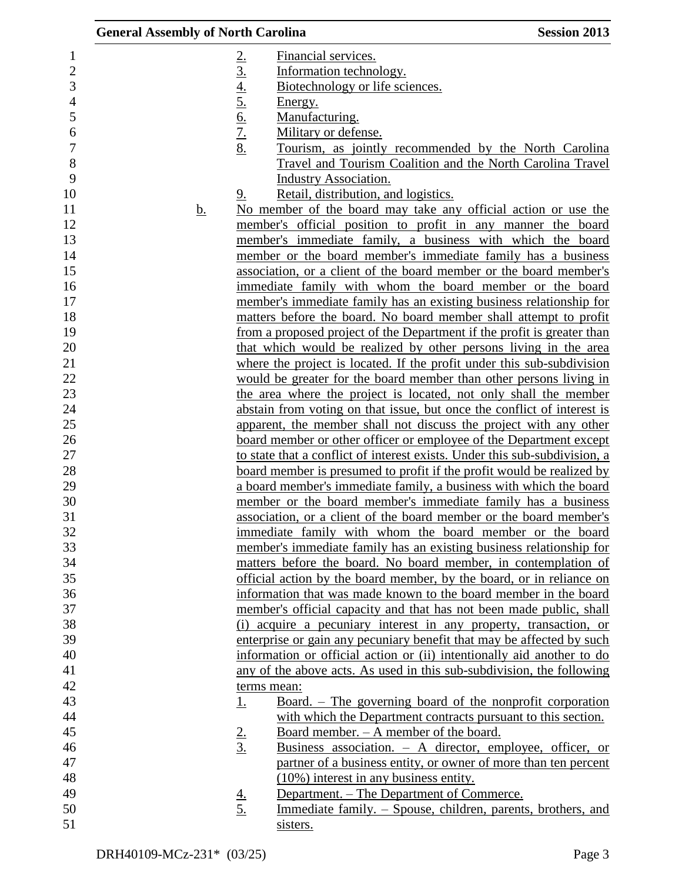2. Financial services.
3. Information technology.
4. Biotechnology or life sciences.
5. Energy.
6. Manufacturing.
7. Military or defense.
8. Tourism, as jointly recommended by the North Carolina Travel and Tourism Coalition and the North Carolina Travel Industry Association.
9. Retail, distribution, and logistics.

b. No member of the board may take any official action or use the member's official position to profit in any manner the board member's immediate family, a business with which the board member or the board member's immediate family has a business association, or a client of the board member or the board member's immediate family with whom the board member or the board member's immediate family has an existing business relationship for matters before the board. No board member shall attempt to profit from a proposed project of the Department if the profit is greater than that which would be realized by other persons living in the area where the project is located. If the profit under this sub-subdivision would be greater for the board member than other persons living in the area where the project is located, not only shall the member abstain from voting on that issue, but once the conflict of interest is apparent, the member shall not discuss the project with any other board member or other officer or employee of the Department except to state that a conflict of interest exists. Under this sub-subdivision, a board member is presumed to profit if the profit would be realized by a board member's immediate family, a business with which the board member or the board member's immediate family has a business association, or a client of the board member or the board member's immediate family with whom the board member or the board member's immediate family has an existing business relationship for matters before the board. No board member, in contemplation of official action by the board member, by the board, or in reliance on information that was made known to the board member in the board member's official capacity and that has not been made public, shall (i) acquire a pecuniary interest in any property, transaction, or enterprise or gain any pecuniary benefit that may be affected by such information or official action or (ii) intentionally aid another to do any of the above acts. As used in this sub-subdivision, the following terms mean:

1. Board. – The governing board of the nonprofit corporation with which the Department contracts pursuant to this section.
2. Board member. – A member of the board.
3. Business association. – A director, employee, officer, or partner of a business entity, or owner of more than ten percent (10%) interest in any business entity.
4. Department. – The Department of Commerce.
5. Immediate family. – Spouse, children, parents, brothers, and sisters.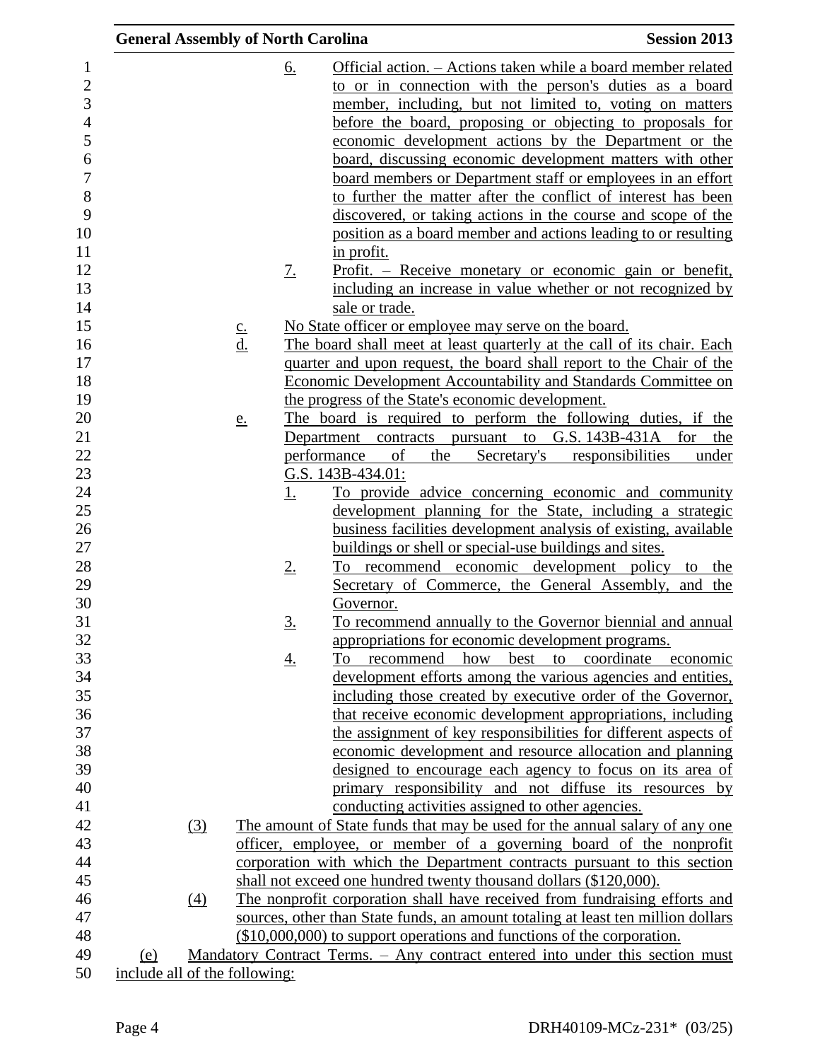6. Official action. – Actions taken while a board member related to or in connection with the person's duties as a board member, including, but not limited to, voting on matters before the board, proposing or objecting to proposals for economic development actions by the Department or the board, discussing economic development matters with other board members or Department staff or employees in an effort to further the matter after the conflict of interest has been discovered, or taking actions in the course and scope of the position as a board member and actions leading to or resulting in profit.

7. Profit. – Receive monetary or economic gain or benefit, including an increase in value whether or not recognized by sale or trade.

c. No State officer or employee may serve on the board.

d. The board shall meet at least quarterly at the call of its chair. Each quarter and upon request, the board shall report to the Chair of the Economic Development Accountability and Standards Committee on the progress of the State's economic development.

e. The board is required to perform the following duties, if the Department contracts pursuant to G.S. 143B-431A for the performance of the Secretary's responsibilities under G.S. 143B-434.01:

1. To provide advice concerning economic and community development planning for the State, including a strategic business facilities development analysis of existing, available buildings or shell or special-use buildings and sites.

2. To recommend economic development policy to the Secretary of Commerce, the General Assembly, and the Governor.

3. To recommend annually to the Governor biennial and annual appropriations for economic development programs.

4. To recommend how best to coordinate economic development efforts among the various agencies and entities, including those created by executive order of the Governor, that receive economic development appropriations, including the assignment of key responsibilities for different aspects of economic development and resource allocation and planning designed to encourage each agency to focus on its area of primary responsibility and not diffuse its resources by conducting activities assigned to other agencies.

(3) The amount of State funds that may be used for the annual salary of any one officer, employee, or member of a governing board of the nonprofit corporation with which the Department contracts pursuant to this section shall not exceed one hundred twenty thousand dollars ($120,000).

(4) The nonprofit corporation shall have received from fundraising efforts and sources, other than State funds, an amount totaling at least ten million dollars ($10,000,000) to support operations and functions of the corporation.

(e) Mandatory Contract Terms. – Any contract entered into under this section must include all of the following: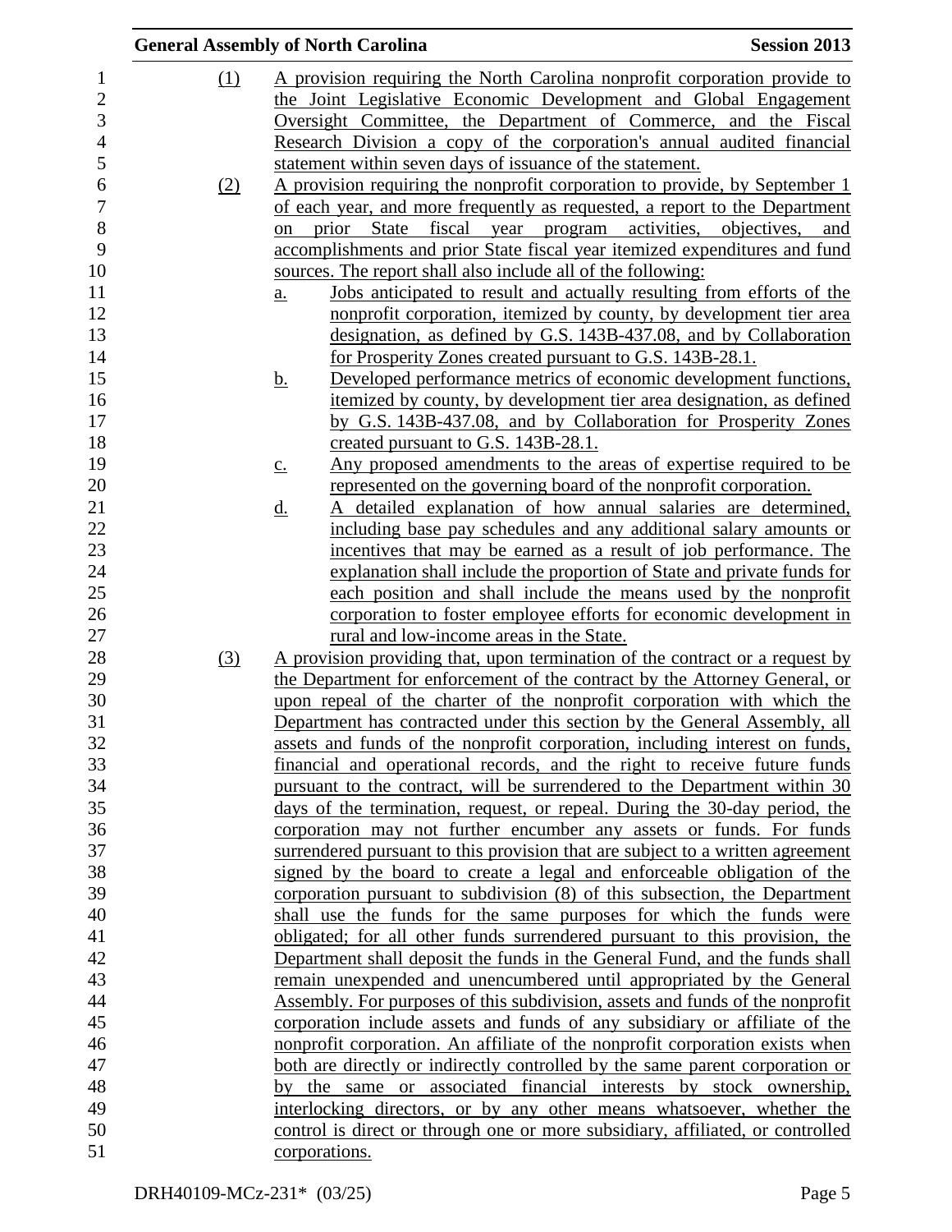(1) A provision requiring the North Carolina nonprofit corporation provide to the Joint Legislative Economic Development and Global Engagement Oversight Committee, the Department of Commerce, and the Fiscal Research Division a copy of the corporation's annual audited financial statement within seven days of issuance of the statement.

(2) A provision requiring the nonprofit corporation to provide, by September 1 of each year, and more frequently as requested, a report to the Department on prior State fiscal year program activities, objectives, and accomplishments and prior State fiscal year itemized expenditures and fund sources. The report shall also include all of the following:

  a. Jobs anticipated to result and actually resulting from efforts of the nonprofit corporation, itemized by county, by development tier area designation, as defined by G.S. 143B-437.08, and by Collaboration for Prosperity Zones created pursuant to G.S. 143B-28.1.

  b. Developed performance metrics of economic development functions, itemized by county, by development tier area designation, as defined by G.S. 143B-437.08, and by Collaboration for Prosperity Zones created pursuant to G.S. 143B-28.1.

  c. Any proposed amendments to the areas of expertise required to be represented on the governing board of the nonprofit corporation.

  d. A detailed explanation of how annual salaries are determined, including base pay schedules and any additional salary amounts or incentives that may be earned as a result of job performance. The explanation shall include the proportion of State and private funds for each position and shall include the means used by the nonprofit corporation to foster employee efforts for economic development in rural and low-income areas in the State.

(3) A provision providing that, upon termination of the contract or a request by the Department for enforcement of the contract by the Attorney General, or upon repeal of the charter of the nonprofit corporation with which the Department has contracted under this section by the General Assembly, all assets and funds of the nonprofit corporation, including interest on funds, financial and operational records, and the right to receive future funds pursuant to the contract, will be surrendered to the Department within 30 days of the termination, request, or repeal. During the 30-day period, the corporation may not further encumber any assets or funds. For funds surrendered pursuant to this provision that are subject to a written agreement signed by the board to create a legal and enforceable obligation of the corporation pursuant to subdivision (8) of this subsection, the Department shall use the funds for the same purposes for which the funds were obligated; for all other funds surrendered pursuant to this provision, the Department shall deposit the funds in the General Fund, and the funds shall remain unexpended and unencumbered until appropriated by the General Assembly. For purposes of this subdivision, assets and funds of the nonprofit corporation include assets and funds of any subsidiary or affiliate of the nonprofit corporation. An affiliate of the nonprofit corporation exists when both are directly or indirectly controlled by the same parent corporation or by the same or associated financial interests by stock ownership, interlocking directors, or by any other means whatsoever, whether the control is direct or through one or more subsidiary, affiliated, or controlled corporations.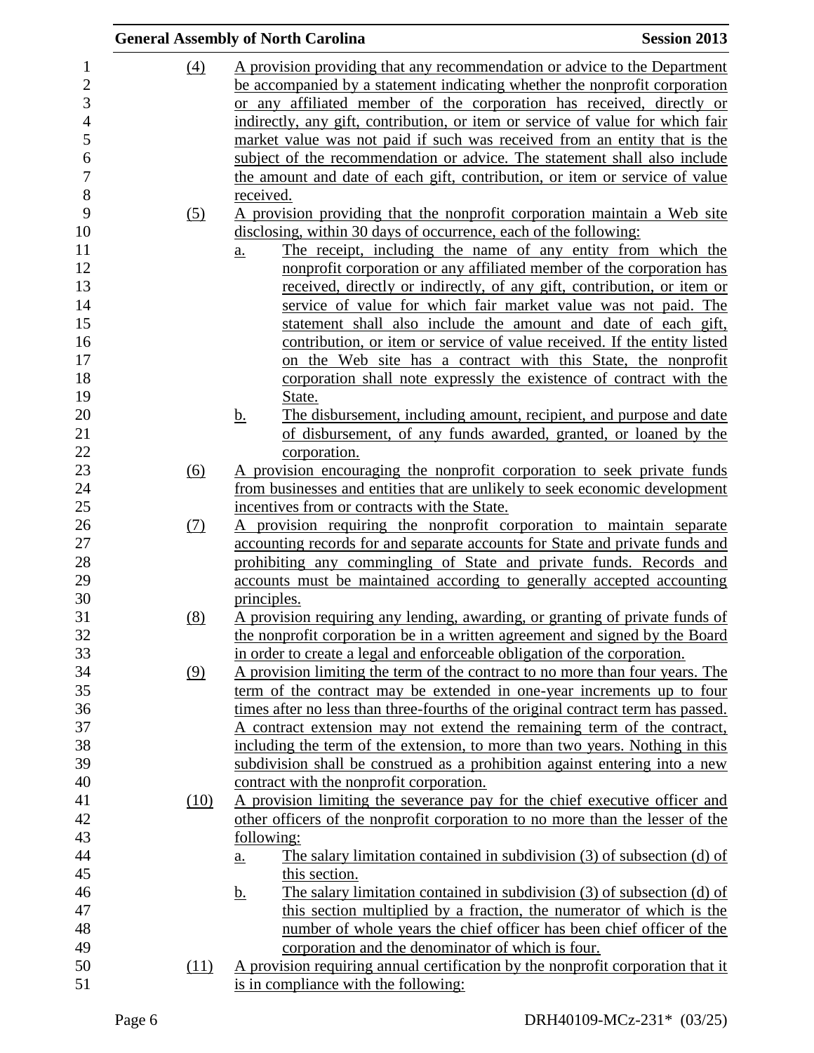(4) A provision providing that any recommendation or advice to the Department be accompanied by a statement indicating whether the nonprofit corporation or any affiliated member of the corporation has received, directly or indirectly, any gift, contribution, or item or service of value for which fair market value was not paid if such was received from an entity that is the subject of the recommendation or advice. The statement shall also include the amount and date of each gift, contribution, or item or service of value received.

(5) A provision providing that the nonprofit corporation maintain a Web site disclosing, within 30 days of occurrence, each of the following:

   a. The receipt, including the name of any entity from which the nonprofit corporation or any affiliated member of the corporation has received, directly or indirectly, of any gift, contribution, or item or service of value for which fair market value was not paid. The statement shall also include the amount and date of each gift, contribution, or item or service of value received. If the entity listed on the Web site has a contract with this State, the nonprofit corporation shall note expressly the existence of contract with the State.

   b. The disbursement, including amount, recipient, and purpose and date of disbursement, of any funds awarded, granted, or loaned by the corporation.

(6) A provision encouraging the nonprofit corporation to seek private funds from businesses and entities that are unlikely to seek economic development incentives from or contracts with the State.

(7) A provision requiring the nonprofit corporation to maintain separate accounting records for and separate accounts for State and private funds and prohibiting any commingling of State and private funds. Records and accounts must be maintained according to generally accepted accounting principles.

(8) A provision requiring any lending, awarding, or granting of private funds of the nonprofit corporation be in a written agreement and signed by the Board in order to create a legal and enforceable obligation of the corporation.

(9) A provision limiting the term of the contract to no more than four years. The term of the contract may be extended in one-year increments up to four times after no less than three-fourths of the original contract term has passed. A contract extension may not extend the remaining term of the contract, including the term of the extension, to more than two years. Nothing in this subdivision shall be construed as a prohibition against entering into a new contract with the nonprofit corporation.

(10) A provision limiting the severance pay for the chief executive officer and other officers of the nonprofit corporation to no more than the lesser of the following:

   a. The salary limitation contained in subdivision (3) of subsection (d) of this section.

   b. The salary limitation contained in subdivision (3) of subsection (d) of this section multiplied by a fraction, the numerator of which is the number of whole years the chief officer has been chief officer of the corporation and the denominator of which is four.

(11) A provision requiring annual certification by the nonprofit corporation that it is in compliance with the following: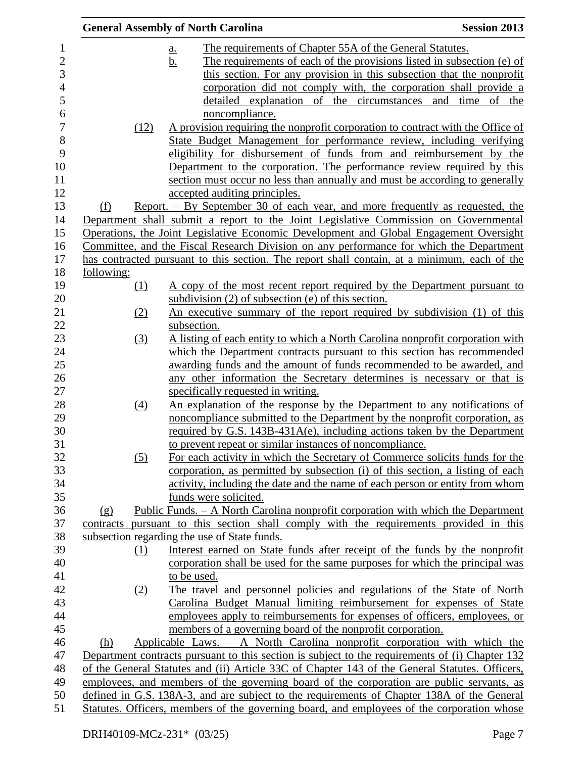a. The requirements of Chapter 55A of the General Statutes.

b. The requirements of each of the provisions listed in subsection (e) of this section. For any provision in this subsection that the nonprofit corporation did not comply with, the corporation shall provide a detailed explanation of the circumstances and time of the noncompliance.

(12) A provision requiring the nonprofit corporation to contract with the Office of State Budget Management for performance review, including verifying eligibility for disbursement of funds from and reimbursement by the Department to the corporation. The performance review required by this section must occur no less than annually and must be according to generally accepted auditing principles.

(f) Report. – By September 30 of each year, and more frequently as requested, the Department shall submit a report to the Joint Legislative Commission on Governmental Operations, the Joint Legislative Economic Development and Global Engagement Oversight Committee, and the Fiscal Research Division on any performance for which the Department has contracted pursuant to this section. The report shall contain, at a minimum, each of the following:

(1) A copy of the most recent report required by the Department pursuant to subdivision (2) of subsection (e) of this section.

(2) An executive summary of the report required by subdivision (1) of this subsection.

(3) A listing of each entity to which a North Carolina nonprofit corporation with which the Department contracts pursuant to this section has recommended awarding funds and the amount of funds recommended to be awarded, and any other information the Secretary determines is necessary or that is specifically requested in writing.

(4) An explanation of the response by the Department to any notifications of noncompliance submitted to the Department by the nonprofit corporation, as required by G.S. 143B-431A(e), including actions taken by the Department to prevent repeat or similar instances of noncompliance.

(5) For each activity in which the Secretary of Commerce solicits funds for the corporation, as permitted by subsection (i) of this section, a listing of each activity, including the date and the name of each person or entity from whom funds were solicited.

(g) Public Funds. – A North Carolina nonprofit corporation with which the Department contracts pursuant to this section shall comply with the requirements provided in this subsection regarding the use of State funds.

(1) Interest earned on State funds after receipt of the funds by the nonprofit corporation shall be used for the same purposes for which the principal was to be used.

(2) The travel and personnel policies and regulations of the State of North Carolina Budget Manual limiting reimbursement for expenses of State employees apply to reimbursements for expenses of officers, employees, or members of a governing board of the nonprofit corporation.

(h) Applicable Laws. – A North Carolina nonprofit corporation with which the Department contracts pursuant to this section is subject to the requirements of (i) Chapter 132 of the General Statutes and (ii) Article 33C of Chapter 143 of the General Statutes. Officers, employees, and members of the governing board of the corporation are public servants, as defined in G.S. 138A-3, and are subject to the requirements of Chapter 138A of the General Statutes. Officers, members of the governing board, and employees of the corporation whose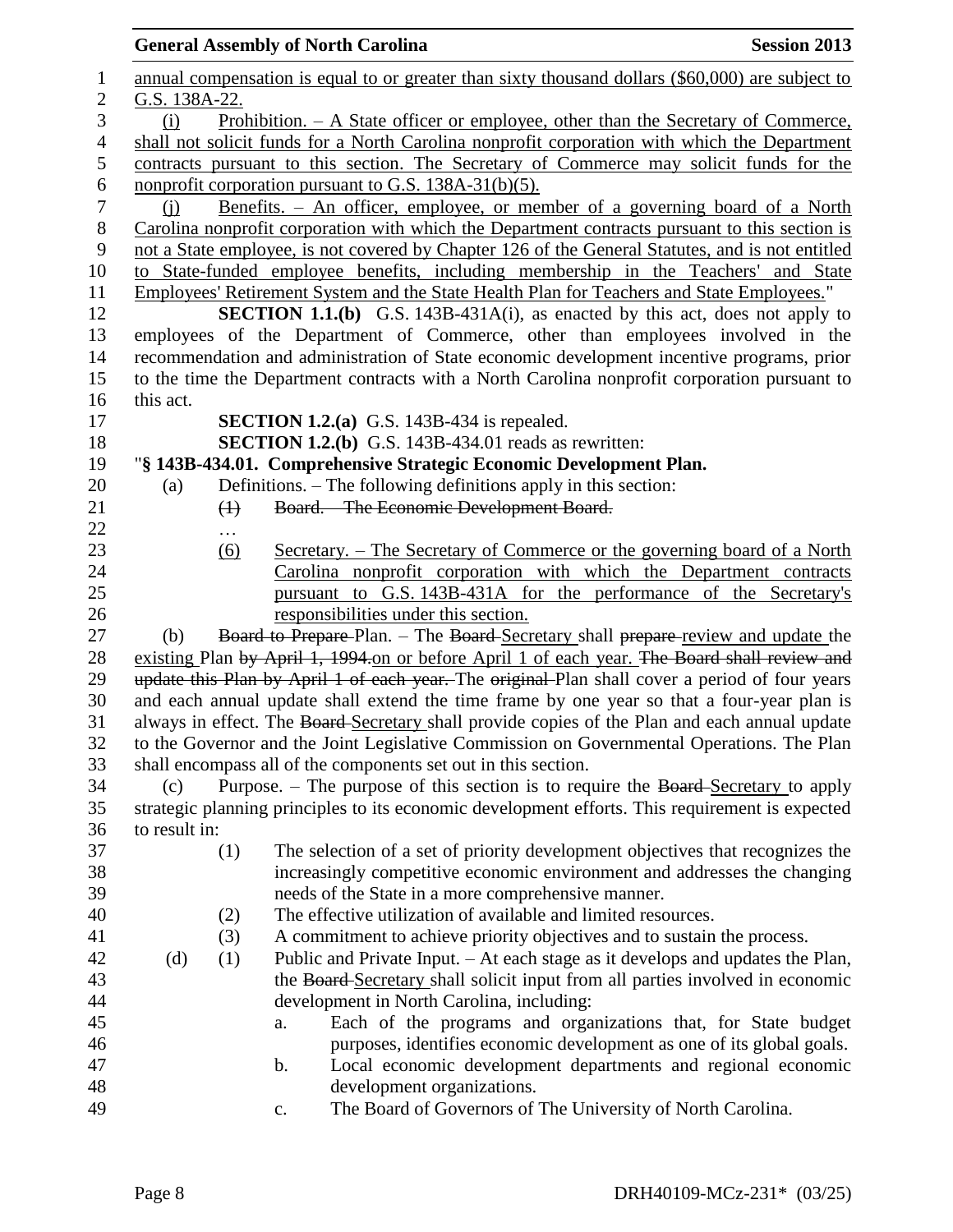annual compensation is equal to or greater than sixty thousand dollars ($60,000) are subject to G.S. 138A-22.

(i) Prohibition. – A State officer or employee, other than the Secretary of Commerce, shall not solicit funds for a North Carolina nonprofit corporation with which the Department contracts pursuant to this section. The Secretary of Commerce may solicit funds for the nonprofit corporation pursuant to G.S. 138A-31(b)(5).

(j) Benefits. – An officer, employee, or member of a governing board of a North Carolina nonprofit corporation with which the Department contracts pursuant to this section is not a State employee, is not covered by Chapter 126 of the General Statutes, and is not entitled to State-funded employee benefits, including membership in the Teachers' and State Employees' Retirement System and the State Health Plan for Teachers and State Employees."

**SECTION 1.1.(b)** G.S. 143B-431A(i), as enacted by this act, does not apply to employees of the Department of Commerce, other than employees involved in the recommendation and administration of State economic development incentive programs, prior to the time the Department contracts with a North Carolina nonprofit corporation pursuant to this act.

**SECTION 1.2.(a)** G.S. 143B-434 is repealed.

**SECTION 1.2.(b)** G.S. 143B-434.01 reads as rewritten:

"**§ 143B-434.01. Comprehensive Strategic Economic Development Plan.**

(a) Definitions. – The following definitions apply in this section:

(1) ~~Board. – The Economic Development Board.~~

…

(6) Secretary. – The Secretary of Commerce or the governing board of a North Carolina nonprofit corporation with which the Department contracts pursuant to G.S. 143B-431A for the performance of the Secretary's responsibilities under this section.

(b) ~~Board to Prepare~~ Plan. – The ~~Board~~ Secretary shall ~~prepare~~ review and update the existing Plan ~~by April 1, 1994.~~on or before April 1 of each year. ~~The Board shall review and update this Plan by April 1 of each year.~~ The ~~original~~ Plan shall cover a period of four years and each annual update shall extend the time frame by one year so that a four-year plan is always in effect. The ~~Board~~ Secretary shall provide copies of the Plan and each annual update to the Governor and the Joint Legislative Commission on Governmental Operations. The Plan shall encompass all of the components set out in this section.

(c) Purpose. – The purpose of this section is to require the ~~Board~~ Secretary to apply strategic planning principles to its economic development efforts. This requirement is expected to result in:

(1) The selection of a set of priority development objectives that recognizes the increasingly competitive economic environment and addresses the changing needs of the State in a more comprehensive manner.

(2) The effective utilization of available and limited resources.

(3) A commitment to achieve priority objectives and to sustain the process.

(d) (1) Public and Private Input. – At each stage as it develops and updates the Plan, the ~~Board~~ Secretary shall solicit input from all parties involved in economic development in North Carolina, including:

a. Each of the programs and organizations that, for State budget purposes, identifies economic development as one of its global goals.

b. Local economic development departments and regional economic development organizations.

c. The Board of Governors of The University of North Carolina.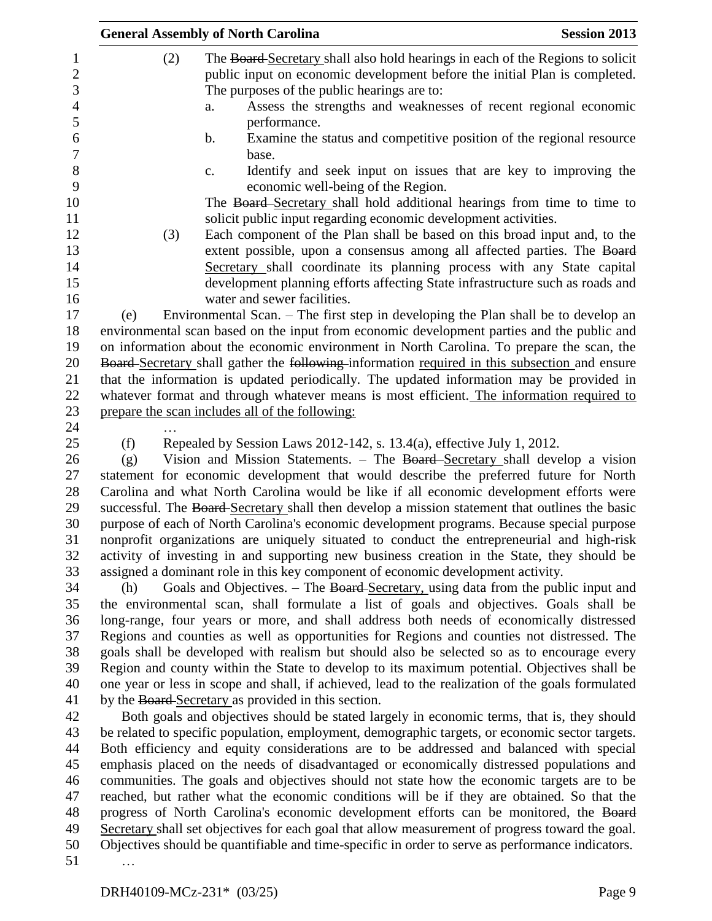(2) The ~~Board~~ Secretary shall also hold hearings in each of the Regions to solicit public input on economic development before the initial Plan is completed. The purposes of the public hearings are to:

a. Assess the strengths and weaknesses of recent regional economic performance.

b. Examine the status and competitive position of the regional resource base.

c. Identify and seek input on issues that are key to improving the economic well-being of the Region.

The ~~Board~~ Secretary shall hold additional hearings from time to time to solicit public input regarding economic development activities.

(3) Each component of the Plan shall be based on this broad input and, to the extent possible, upon a consensus among all affected parties. The ~~Board~~ Secretary shall coordinate its planning process with any State capital development planning efforts affecting State infrastructure such as roads and water and sewer facilities.

(e) Environmental Scan. – The first step in developing the Plan shall be to develop an environmental scan based on the input from economic development parties and the public and on information about the economic environment in North Carolina. To prepare the scan, the ~~Board~~ Secretary shall gather the ~~following~~ information <u>required in this subsection</u> and ensure that the information is updated periodically. The updated information may be provided in whatever format and through whatever means is most efficient. <u>The information required to prepare the scan includes all of the following:</u>

…

(f) Repealed by Session Laws 2012-142, s. 13.4(a), effective July 1, 2012.

(g) Vision and Mission Statements. – The ~~Board~~ Secretary shall develop a vision statement for economic development that would describe the preferred future for North Carolina and what North Carolina would be like if all economic development efforts were successful. The ~~Board~~ Secretary shall then develop a mission statement that outlines the basic purpose of each of North Carolina's economic development programs. Because special purpose nonprofit organizations are uniquely situated to conduct the entrepreneurial and high-risk activity of investing in and supporting new business creation in the State, they should be assigned a dominant role in this key component of economic development activity.

(h) Goals and Objectives. – The ~~Board~~ Secretary, using data from the public input and the environmental scan, shall formulate a list of goals and objectives. Goals shall be long-range, four years or more, and shall address both needs of economically distressed Regions and counties as well as opportunities for Regions and counties not distressed. The goals shall be developed with realism but should also be selected so as to encourage every Region and county within the State to develop to its maximum potential. Objectives shall be one year or less in scope and shall, if achieved, lead to the realization of the goals formulated by the ~~Board~~ Secretary as provided in this section.

Both goals and objectives should be stated largely in economic terms, that is, they should be related to specific population, employment, demographic targets, or economic sector targets. Both efficiency and equity considerations are to be addressed and balanced with special emphasis placed on the needs of disadvantaged or economically distressed populations and communities. The goals and objectives should not state how the economic targets are to be reached, but rather what the economic conditions will be if they are obtained. So that the progress of North Carolina's economic development efforts can be monitored, the ~~Board~~ Secretary shall set objectives for each goal that allow measurement of progress toward the goal. Objectives should be quantifiable and time-specific in order to serve as performance indicators.

…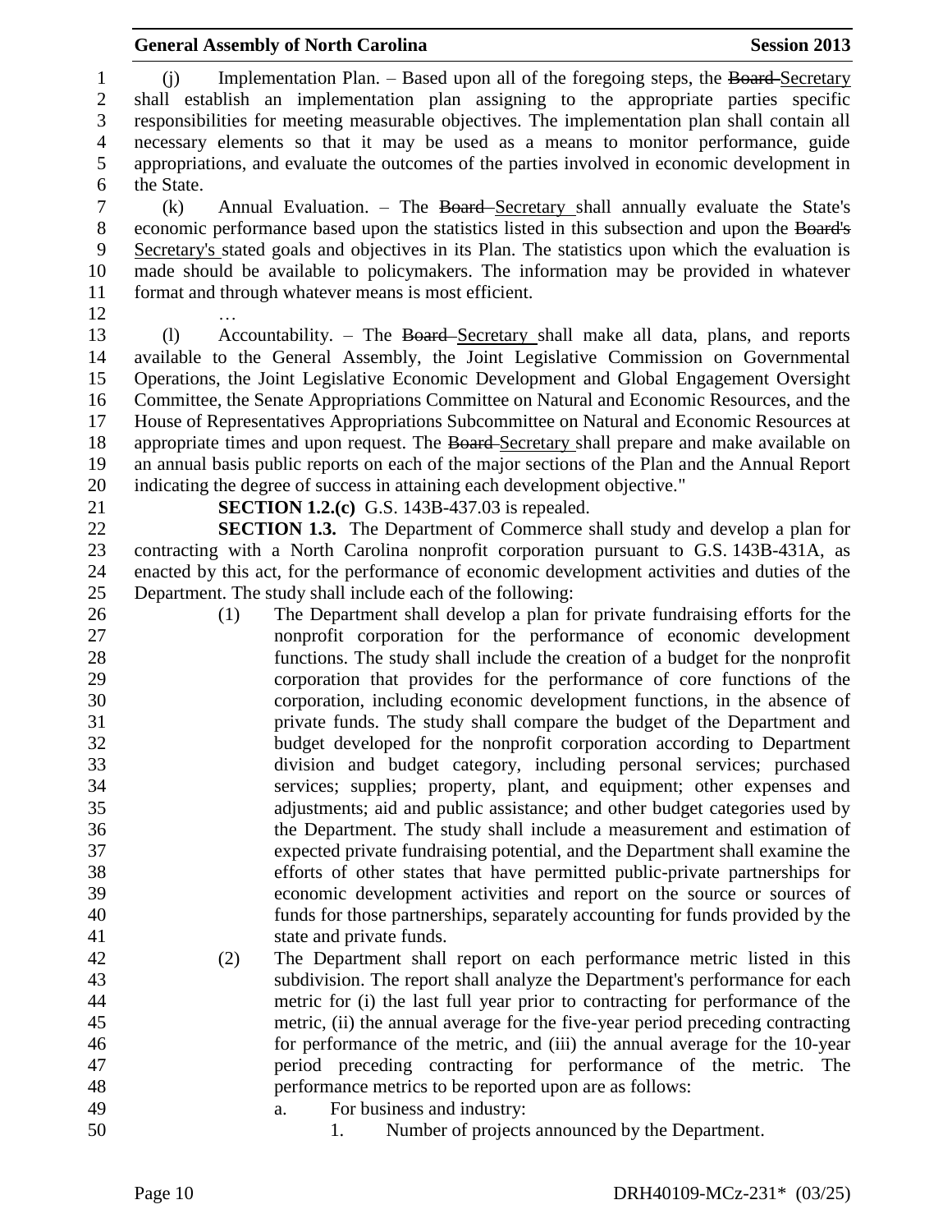(j) Implementation Plan. – Based upon all of the foregoing steps, the ~~Board~~ Secretary shall establish an implementation plan assigning to the appropriate parties specific responsibilities for meeting measurable objectives. The implementation plan shall contain all necessary elements so that it may be used as a means to monitor performance, guide appropriations, and evaluate the outcomes of the parties involved in economic development in the State.

(k) Annual Evaluation. – The ~~Board~~ Secretary shall annually evaluate the State's economic performance based upon the statistics listed in this subsection and upon the ~~Board's~~ Secretary's stated goals and objectives in its Plan. The statistics upon which the evaluation is made should be available to policymakers. The information may be provided in whatever format and through whatever means is most efficient.

…

(l) Accountability. – The ~~Board~~ Secretary shall make all data, plans, and reports available to the General Assembly, the Joint Legislative Commission on Governmental Operations, the Joint Legislative Economic Development and Global Engagement Oversight Committee, the Senate Appropriations Committee on Natural and Economic Resources, and the House of Representatives Appropriations Subcommittee on Natural and Economic Resources at appropriate times and upon request. The ~~Board~~ Secretary shall prepare and make available on an annual basis public reports on each of the major sections of the Plan and the Annual Report indicating the degree of success in attaining each development objective."

**SECTION 1.2.(c)** G.S. 143B-437.03 is repealed.

**SECTION 1.3.** The Department of Commerce shall study and develop a plan for contracting with a North Carolina nonprofit corporation pursuant to G.S. 143B-431A, as enacted by this act, for the performance of economic development activities and duties of the Department. The study shall include each of the following:

(1) The Department shall develop a plan for private fundraising efforts for the nonprofit corporation for the performance of economic development functions. The study shall include the creation of a budget for the nonprofit corporation that provides for the performance of core functions of the corporation, including economic development functions, in the absence of private funds. The study shall compare the budget of the Department and budget developed for the nonprofit corporation according to Department division and budget category, including personal services; purchased services; supplies; property, plant, and equipment; other expenses and adjustments; aid and public assistance; and other budget categories used by the Department. The study shall include a measurement and estimation of expected private fundraising potential, and the Department shall examine the efforts of other states that have permitted public-private partnerships for economic development activities and report on the source or sources of funds for those partnerships, separately accounting for funds provided by the state and private funds.

(2) The Department shall report on each performance metric listed in this subdivision. The report shall analyze the Department's performance for each metric for (i) the last full year prior to contracting for performance of the metric, (ii) the annual average for the five-year period preceding contracting for performance of the metric, and (iii) the annual average for the 10-year period preceding contracting for performance of the metric. The performance metrics to be reported upon are as follows:

a. For business and industry:

1. Number of projects announced by the Department.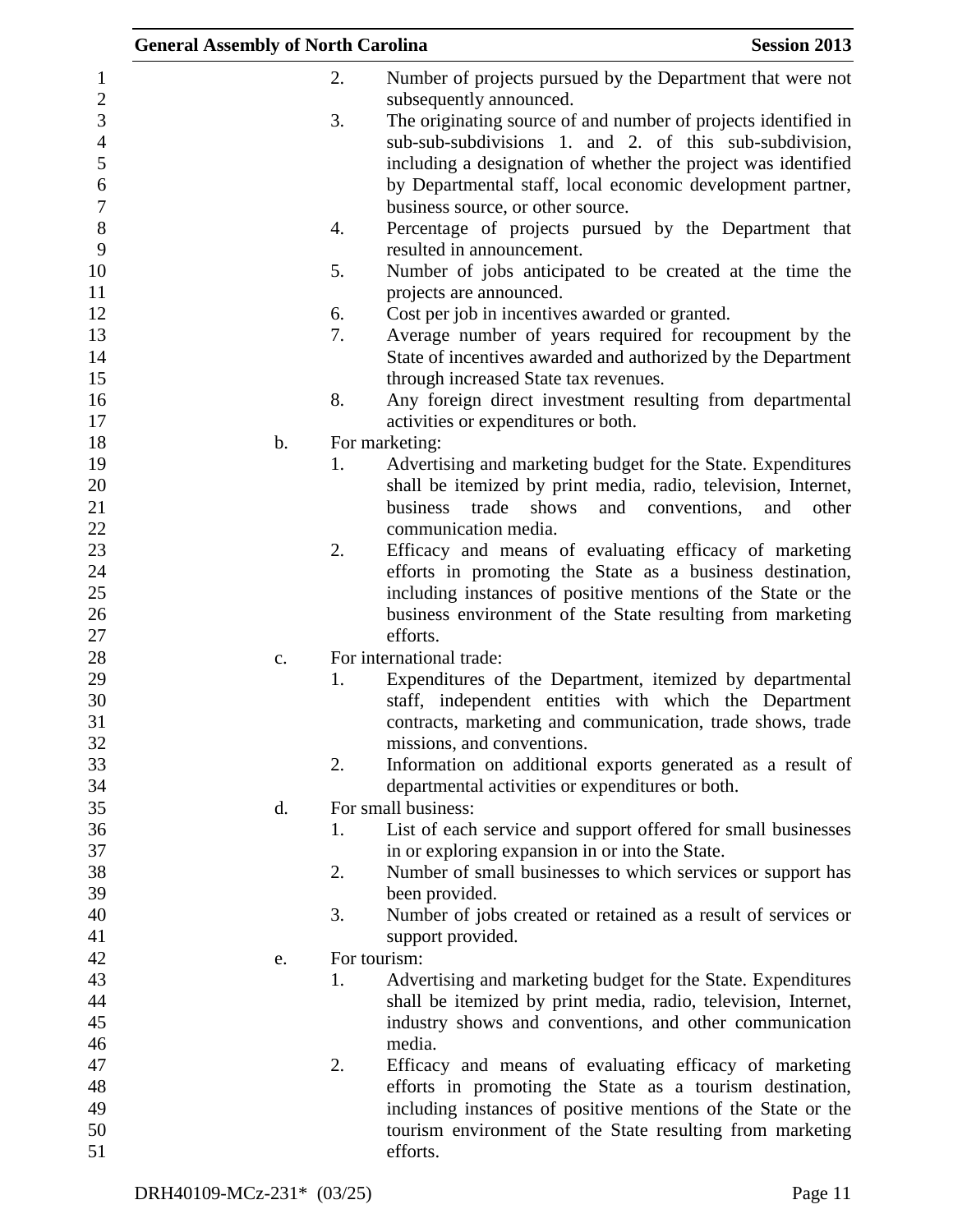2. Number of projects pursued by the Department that were not subsequently announced.

3. The originating source of and number of projects identified in sub-sub-subdivisions 1. and 2. of this sub-subdivision, including a designation of whether the project was identified by Departmental staff, local economic development partner, business source, or other source.

4. Percentage of projects pursued by the Department that resulted in announcement.

5. Number of jobs anticipated to be created at the time the projects are announced.

6. Cost per job in incentives awarded or granted.

7. Average number of years required for recoupment by the State of incentives awarded and authorized by the Department through increased State tax revenues.

8. Any foreign direct investment resulting from departmental activities or expenditures or both.

b. For marketing:

1. Advertising and marketing budget for the State. Expenditures shall be itemized by print media, radio, television, Internet, business trade shows and conventions, and other communication media.

2. Efficacy and means of evaluating efficacy of marketing efforts in promoting the State as a business destination, including instances of positive mentions of the State or the business environment of the State resulting from marketing efforts.

c. For international trade:

1. Expenditures of the Department, itemized by departmental staff, independent entities with which the Department contracts, marketing and communication, trade shows, trade missions, and conventions.

2. Information on additional exports generated as a result of departmental activities or expenditures or both.

d. For small business:

1. List of each service and support offered for small businesses in or exploring expansion in or into the State.

2. Number of small businesses to which services or support has been provided.

3. Number of jobs created or retained as a result of services or support provided.

e. For tourism:

1. Advertising and marketing budget for the State. Expenditures shall be itemized by print media, radio, television, Internet, industry shows and conventions, and other communication media.

2. Efficacy and means of evaluating efficacy of marketing efforts in promoting the State as a tourism destination, including instances of positive mentions of the State or the tourism environment of the State resulting from marketing efforts.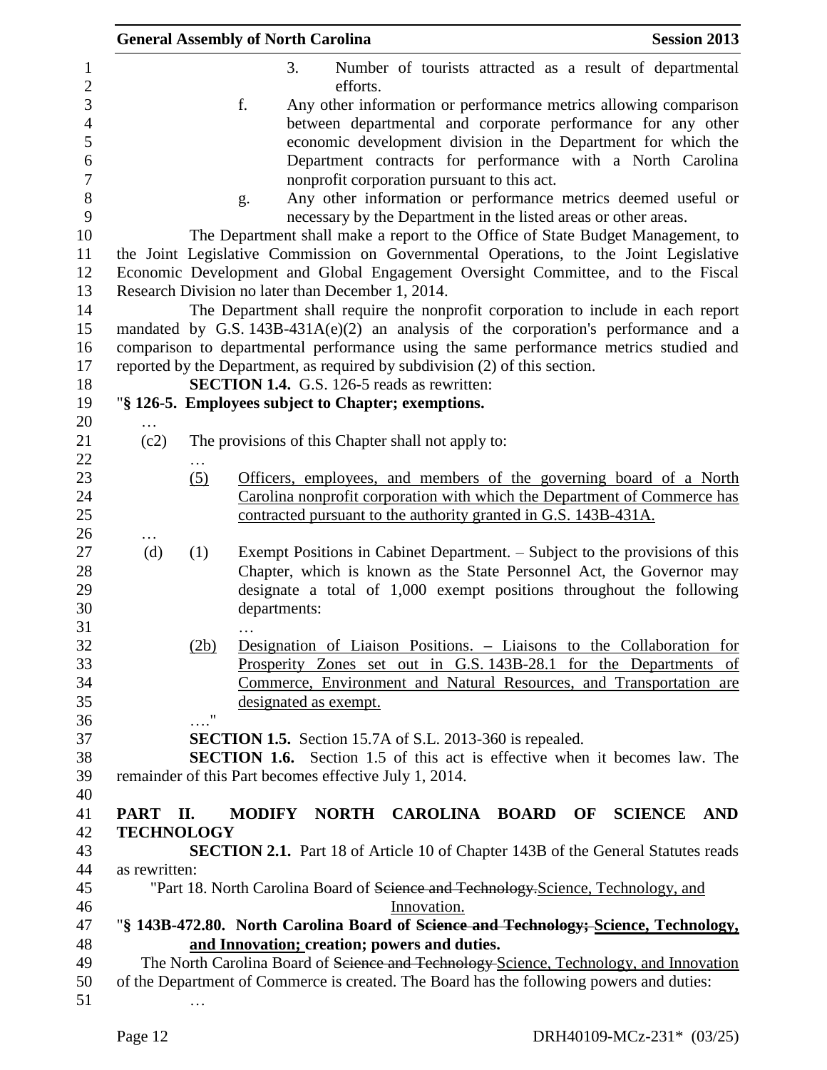3. Number of tourists attracted as a result of departmental efforts.

f. Any other information or performance metrics allowing comparison between departmental and corporate performance for any other economic development division in the Department for which the Department contracts for performance with a North Carolina nonprofit corporation pursuant to this act.

g. Any other information or performance metrics deemed useful or necessary by the Department in the listed areas or other areas.

The Department shall make a report to the Office of State Budget Management, to the Joint Legislative Commission on Governmental Operations, to the Joint Legislative Economic Development and Global Engagement Oversight Committee, and to the Fiscal Research Division no later than December 1, 2014.

The Department shall require the nonprofit corporation to include in each report mandated by G.S. 143B-431A(e)(2) an analysis of the corporation's performance and a comparison to departmental performance using the same performance metrics studied and reported by the Department, as required by subdivision (2) of this section.

**SECTION 1.4.** G.S. 126-5 reads as rewritten:

"**§ 126-5. Employees subject to Chapter; exemptions.**

…

(c2) The provisions of this Chapter shall not apply to:

…

<u>(5) Officers, employees, and members of the governing board of a North Carolina nonprofit corporation with which the Department of Commerce has contracted pursuant to the authority granted in G.S. 143B-431A.</u>

…

(d) (1) Exempt Positions in Cabinet Department. – Subject to the provisions of this Chapter, which is known as the State Personnel Act, the Governor may designate a total of 1,000 exempt positions throughout the following departments:

…

<u>(2b) Designation of Liaison Positions. – Liaisons to the Collaboration for Prosperity Zones set out in G.S. 143B-28.1 for the Departments of Commerce, Environment and Natural Resources, and Transportation are designated as exempt.</u>

…."

**SECTION 1.5.** Section 15.7A of S.L. 2013-360 is repealed.

**SECTION 1.6.** Section 1.5 of this act is effective when it becomes law. The remainder of this Part becomes effective July 1, 2014.

**PART II. MODIFY NORTH CAROLINA BOARD OF SCIENCE AND TECHNOLOGY**

**SECTION 2.1.** Part 18 of Article 10 of Chapter 143B of the General Statutes reads as rewritten:

"Part 18. North Carolina Board of ~~Science and Technology.~~<u>Science, Technology, and Innovation.</u>

"**§ 143B-472.80. North Carolina Board of ~~Science and Technology;~~ <u>Science, Technology, and Innovation;</u> creation; powers and duties.**

The North Carolina Board of ~~Science and Technology~~ <u>Science, Technology, and Innovation</u> of the Department of Commerce is created. The Board has the following powers and duties:

…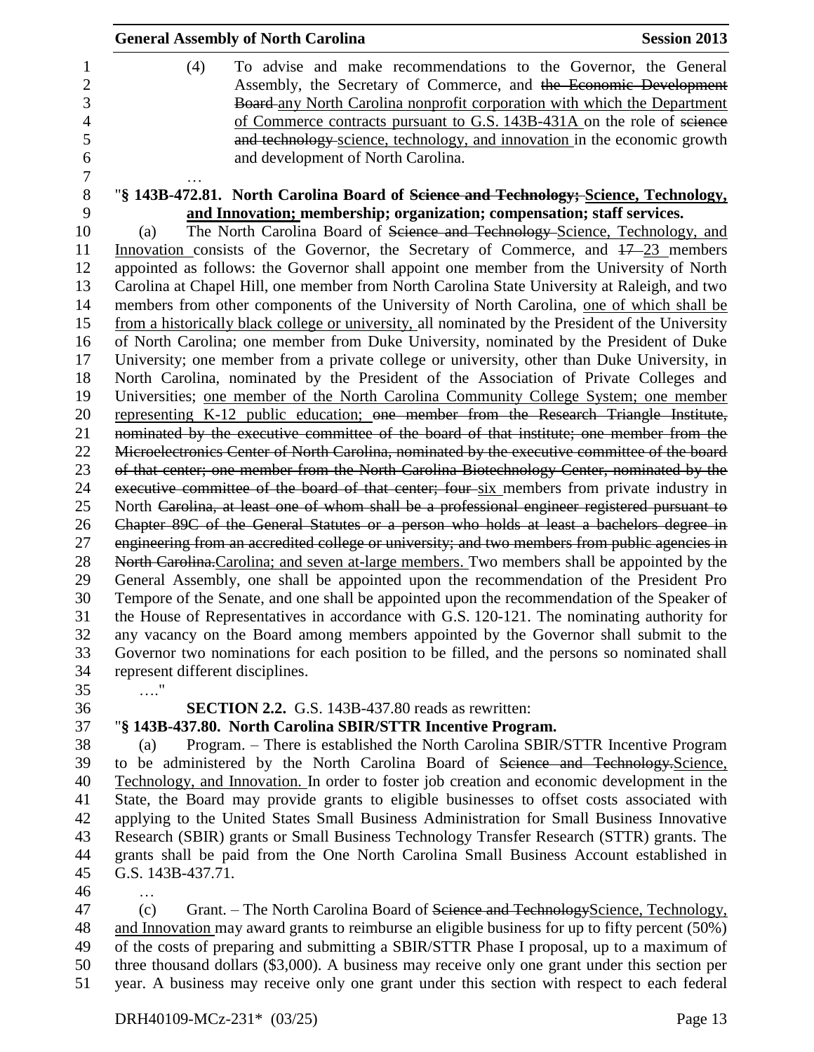(4) To advise and make recommendations to the Governor, the General Assembly, the Secretary of Commerce, and ~~the Economic Development Board~~ any North Carolina nonprofit corporation with which the Department of Commerce contracts pursuant to G.S. 143B-431A on the role of ~~science and technology~~ science, technology, and innovation in the economic growth and development of North Carolina.

…

"**§ 143B-472.81. North Carolina Board of ~~Science and Technology;~~ Science, Technology, and Innovation; membership; organization; compensation; staff services.**

(a) The North Carolina Board of ~~Science and Technology~~ Science, Technology, and Innovation consists of the Governor, the Secretary of Commerce, and ~~17~~ 23 members appointed as follows: the Governor shall appoint one member from the University of North Carolina at Chapel Hill, one member from North Carolina State University at Raleigh, and two members from other components of the University of North Carolina, one of which shall be from a historically black college or university, all nominated by the President of the University of North Carolina; one member from Duke University, nominated by the President of Duke University; one member from a private college or university, other than Duke University, in North Carolina, nominated by the President of the Association of Private Colleges and Universities; one member of the North Carolina Community College System; one member representing K-12 public education; ~~one member from the Research Triangle Institute, nominated by the executive committee of the board of that institute; one member from the Microelectronics Center of North Carolina, nominated by the executive committee of the board of that center; one member from the North Carolina Biotechnology Center, nominated by the executive committee of the board of that center; four~~ six members from private industry in North ~~Carolina, at least one of whom shall be a professional engineer registered pursuant to Chapter 89C of the General Statutes or a person who holds at least a bachelors degree in engineering from an accredited college or university; and two members from public agencies in North Carolina.~~Carolina; and seven at-large members. Two members shall be appointed by the General Assembly, one shall be appointed upon the recommendation of the President Pro Tempore of the Senate, and one shall be appointed upon the recommendation of the Speaker of the House of Representatives in accordance with G.S. 120-121. The nominating authority for any vacancy on the Board among members appointed by the Governor shall submit to the Governor two nominations for each position to be filled, and the persons so nominated shall represent different disciplines.

…."

**SECTION 2.2.** G.S. 143B-437.80 reads as rewritten:

"**§ 143B-437.80. North Carolina SBIR/STTR Incentive Program.**

(a) Program. – There is established the North Carolina SBIR/STTR Incentive Program to be administered by the North Carolina Board of ~~Science and Technology.~~Science, Technology, and Innovation. In order to foster job creation and economic development in the State, the Board may provide grants to eligible businesses to offset costs associated with applying to the United States Small Business Administration for Small Business Innovative Research (SBIR) grants or Small Business Technology Transfer Research (STTR) grants. The grants shall be paid from the One North Carolina Small Business Account established in G.S. 143B-437.71.

…

(c) Grant. – The North Carolina Board of ~~Science and Technology~~Science, Technology, and Innovation may award grants to reimburse an eligible business for up to fifty percent (50%) of the costs of preparing and submitting a SBIR/STTR Phase I proposal, up to a maximum of three thousand dollars ($3,000). A business may receive only one grant under this section per year. A business may receive only one grant under this section with respect to each federal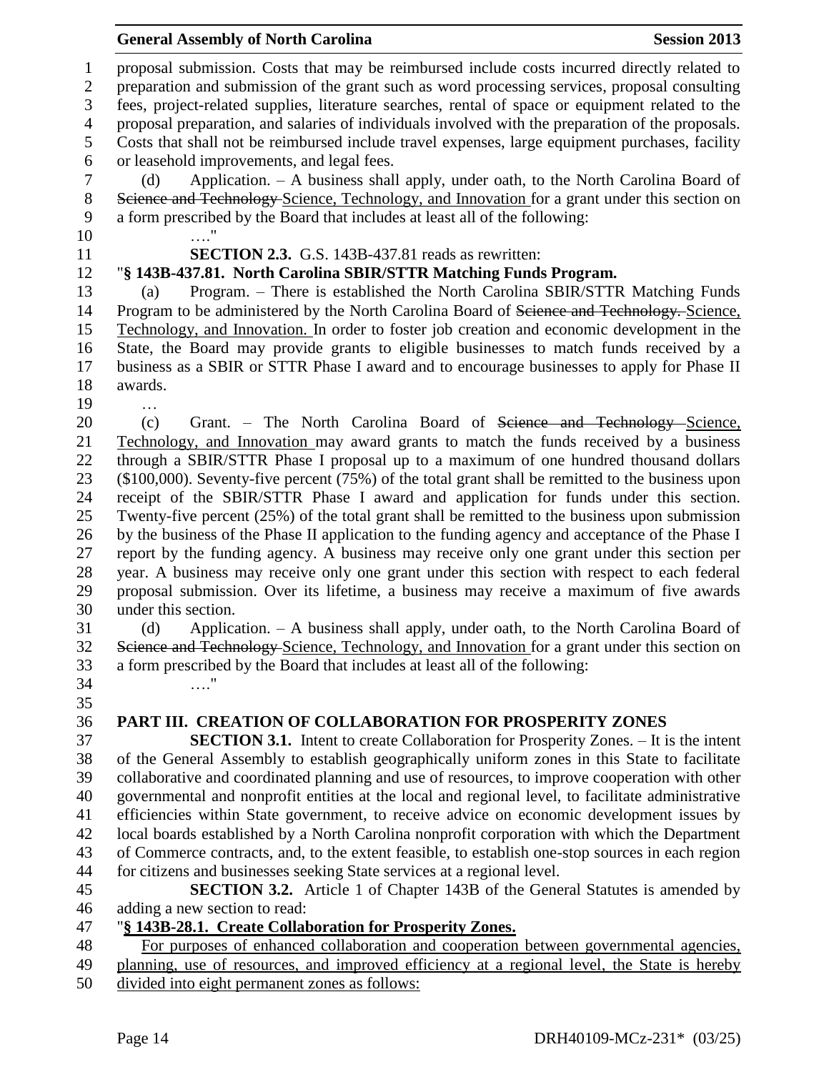proposal submission. Costs that may be reimbursed include costs incurred directly related to preparation and submission of the grant such as word processing services, proposal consulting fees, project-related supplies, literature searches, rental of space or equipment related to the proposal preparation, and salaries of individuals involved with the preparation of the proposals. Costs that shall not be reimbursed include travel expenses, large equipment purchases, facility or leasehold improvements, and legal fees.

(d) Application. – A business shall apply, under oath, to the North Carolina Board of ~~Science and Technology~~ Science, Technology, and Innovation for a grant under this section on a form prescribed by the Board that includes at least all of the following:

…."

**SECTION 2.3.** G.S. 143B-437.81 reads as rewritten:

"**§ 143B-437.81. North Carolina SBIR/STTR Matching Funds Program.**

(a) Program. – There is established the North Carolina SBIR/STTR Matching Funds Program to be administered by the North Carolina Board of ~~Science and Technology.~~ Science, Technology, and Innovation. In order to foster job creation and economic development in the State, the Board may provide grants to eligible businesses to match funds received by a business as a SBIR or STTR Phase I award and to encourage businesses to apply for Phase II awards.

…

(c) Grant. – The North Carolina Board of ~~Science and Technology~~ Science, Technology, and Innovation may award grants to match the funds received by a business through a SBIR/STTR Phase I proposal up to a maximum of one hundred thousand dollars ($100,000). Seventy-five percent (75%) of the total grant shall be remitted to the business upon receipt of the SBIR/STTR Phase I award and application for funds under this section. Twenty-five percent (25%) of the total grant shall be remitted to the business upon submission by the business of the Phase II application to the funding agency and acceptance of the Phase I report by the funding agency. A business may receive only one grant under this section per year. A business may receive only one grant under this section with respect to each federal proposal submission. Over its lifetime, a business may receive a maximum of five awards under this section.

(d) Application. – A business shall apply, under oath, to the North Carolina Board of ~~Science and Technology~~ Science, Technology, and Innovation for a grant under this section on a form prescribed by the Board that includes at least all of the following:

…."

## PART III. CREATION OF COLLABORATION FOR PROSPERITY ZONES

**SECTION 3.1.** Intent to create Collaboration for Prosperity Zones. – It is the intent of the General Assembly to establish geographically uniform zones in this State to facilitate collaborative and coordinated planning and use of resources, to improve cooperation with other governmental and nonprofit entities at the local and regional level, to facilitate administrative efficiencies within State government, to receive advice on economic development issues by local boards established by a North Carolina nonprofit corporation with which the Department of Commerce contracts, and, to the extent feasible, to establish one-stop sources in each region for citizens and businesses seeking State services at a regional level.

**SECTION 3.2.** Article 1 of Chapter 143B of the General Statutes is amended by adding a new section to read:

"**§ 143B-28.1. Create Collaboration for Prosperity Zones.**

For purposes of enhanced collaboration and cooperation between governmental agencies, planning, use of resources, and improved efficiency at a regional level, the State is hereby divided into eight permanent zones as follows: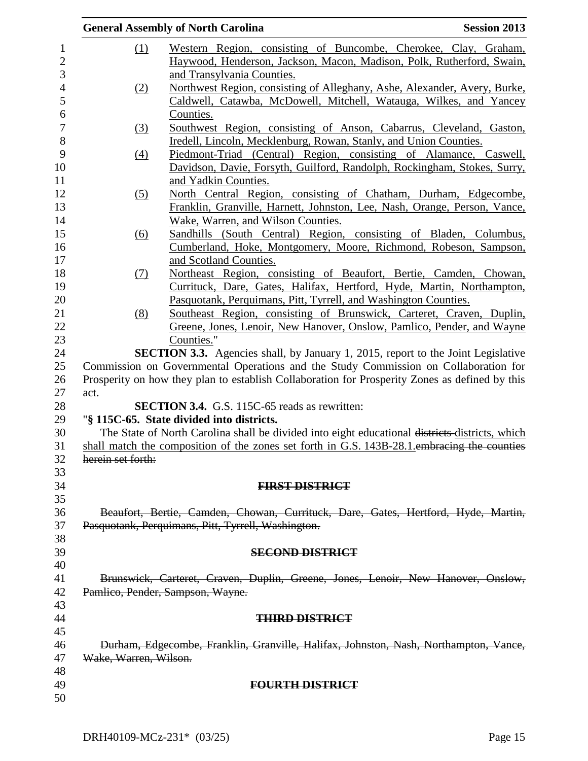(1) Western Region, consisting of Buncombe, Cherokee, Clay, Graham, Haywood, Henderson, Jackson, Macon, Madison, Polk, Rutherford, Swain, and Transylvania Counties.

(2) Northwest Region, consisting of Alleghany, Ashe, Alexander, Avery, Burke, Caldwell, Catawba, McDowell, Mitchell, Watauga, Wilkes, and Yancey Counties.

(3) Southwest Region, consisting of Anson, Cabarrus, Cleveland, Gaston, Iredell, Lincoln, Mecklenburg, Rowan, Stanly, and Union Counties.

(4) Piedmont-Triad (Central) Region, consisting of Alamance, Caswell, Davidson, Davie, Forsyth, Guilford, Randolph, Rockingham, Stokes, Surry, and Yadkin Counties.

(5) North Central Region, consisting of Chatham, Durham, Edgecombe, Franklin, Granville, Harnett, Johnston, Lee, Nash, Orange, Person, Vance, Wake, Warren, and Wilson Counties.

(6) Sandhills (South Central) Region, consisting of Bladen, Columbus, Cumberland, Hoke, Montgomery, Moore, Richmond, Robeson, Sampson, and Scotland Counties.

(7) Northeast Region, consisting of Beaufort, Bertie, Camden, Chowan, Currituck, Dare, Gates, Halifax, Hertford, Hyde, Martin, Northampton, Pasquotank, Perquimans, Pitt, Tyrrell, and Washington Counties.

(8) Southeast Region, consisting of Brunswick, Carteret, Craven, Duplin, Greene, Jones, Lenoir, New Hanover, Onslow, Pamlico, Pender, and Wayne Counties."

**SECTION 3.3.** Agencies shall, by January 1, 2015, report to the Joint Legislative Commission on Governmental Operations and the Study Commission on Collaboration for Prosperity on how they plan to establish Collaboration for Prosperity Zones as defined by this act.

**SECTION 3.4.** G.S. 115C-65 reads as rewritten:

"**§ 115C-65. State divided into districts.**

The State of North Carolina shall be divided into eight educational ~~districts~~ districts, which shall match the composition of the zones set forth in G.S. 143B-28.1.~~embracing the counties herein set forth:~~

~~**FIRST DISTRICT**~~

~~Beaufort, Bertie, Camden, Chowan, Currituck, Dare, Gates, Hertford, Hyde, Martin, Pasquotank, Perquimans, Pitt, Tyrrell, Washington.~~

~~**SECOND DISTRICT**~~

~~Brunswick, Carteret, Craven, Duplin, Greene, Jones, Lenoir, New Hanover, Onslow, Pamlico, Pender, Sampson, Wayne.~~

~~**THIRD DISTRICT**~~

~~Durham, Edgecombe, Franklin, Granville, Halifax, Johnston, Nash, Northampton, Vance, Wake, Warren, Wilson.~~

~~**FOURTH DISTRICT**~~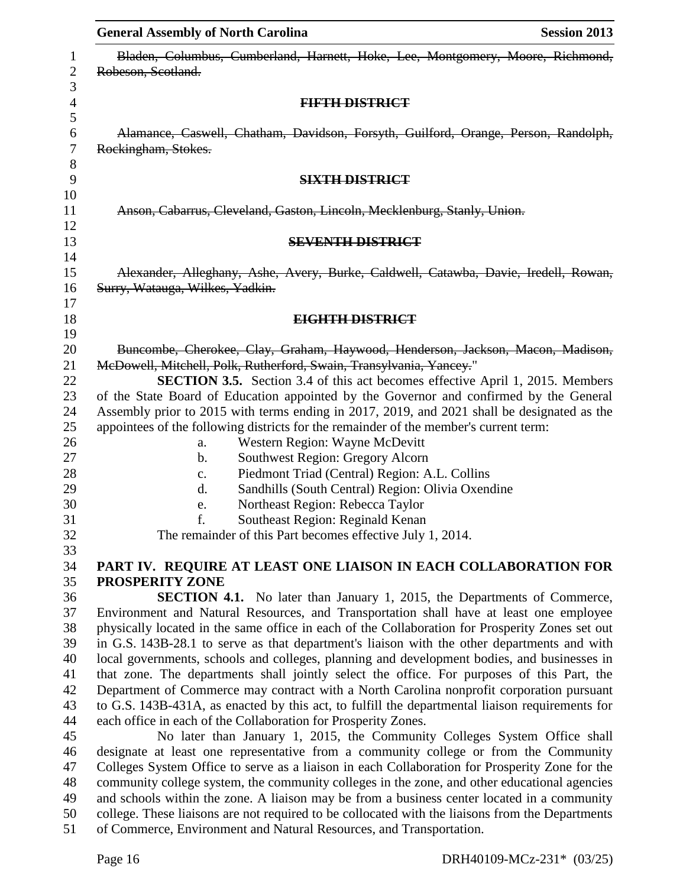~~Bladen, Columbus, Cumberland, Harnett, Hoke, Lee, Montgomery, Moore, Richmond, Robeson, Scotland.~~

~~**FIFTH DISTRICT**~~

~~Alamance, Caswell, Chatham, Davidson, Forsyth, Guilford, Orange, Person, Randolph, Rockingham, Stokes.~~

~~**SIXTH DISTRICT**~~

~~Anson, Cabarrus, Cleveland, Gaston, Lincoln, Mecklenburg, Stanly, Union.~~

~~**SEVENTH DISTRICT**~~

~~Alexander, Alleghany, Ashe, Avery, Burke, Caldwell, Catawba, Davie, Iredell, Rowan, Surry, Watauga, Wilkes, Yadkin.~~

~~**EIGHTH DISTRICT**~~

~~Buncombe, Cherokee, Clay, Graham, Haywood, Henderson, Jackson, Macon, Madison, McDowell, Mitchell, Polk, Rutherford, Swain, Transylvania, Yancey.~~"

**SECTION 3.5.** Section 3.4 of this act becomes effective April 1, 2015. Members of the State Board of Education appointed by the Governor and confirmed by the General Assembly prior to 2015 with terms ending in 2017, 2019, and 2021 shall be designated as the appointees of the following districts for the remainder of the member's current term:

a. Western Region: Wayne McDevitt
b. Southwest Region: Gregory Alcorn
c. Piedmont Triad (Central) Region: A.L. Collins
d. Sandhills (South Central) Region: Olivia Oxendine
e. Northeast Region: Rebecca Taylor
f. Southeast Region: Reginald Kenan

The remainder of this Part becomes effective July 1, 2014.

**PART IV. REQUIRE AT LEAST ONE LIAISON IN EACH COLLABORATION FOR PROSPERITY ZONE**

**SECTION 4.1.** No later than January 1, 2015, the Departments of Commerce, Environment and Natural Resources, and Transportation shall have at least one employee physically located in the same office in each of the Collaboration for Prosperity Zones set out in G.S. 143B-28.1 to serve as that department's liaison with the other departments and with local governments, schools and colleges, planning and development bodies, and businesses in that zone. The departments shall jointly select the office. For purposes of this Part, the Department of Commerce may contract with a North Carolina nonprofit corporation pursuant to G.S. 143B-431A, as enacted by this act, to fulfill the departmental liaison requirements for each office in each of the Collaboration for Prosperity Zones.

No later than January 1, 2015, the Community Colleges System Office shall designate at least one representative from a community college or from the Community Colleges System Office to serve as a liaison in each Collaboration for Prosperity Zone for the community college system, the community colleges in the zone, and other educational agencies and schools within the zone. A liaison may be from a business center located in a community college. These liaisons are not required to be collocated with the liaisons from the Departments of Commerce, Environment and Natural Resources, and Transportation.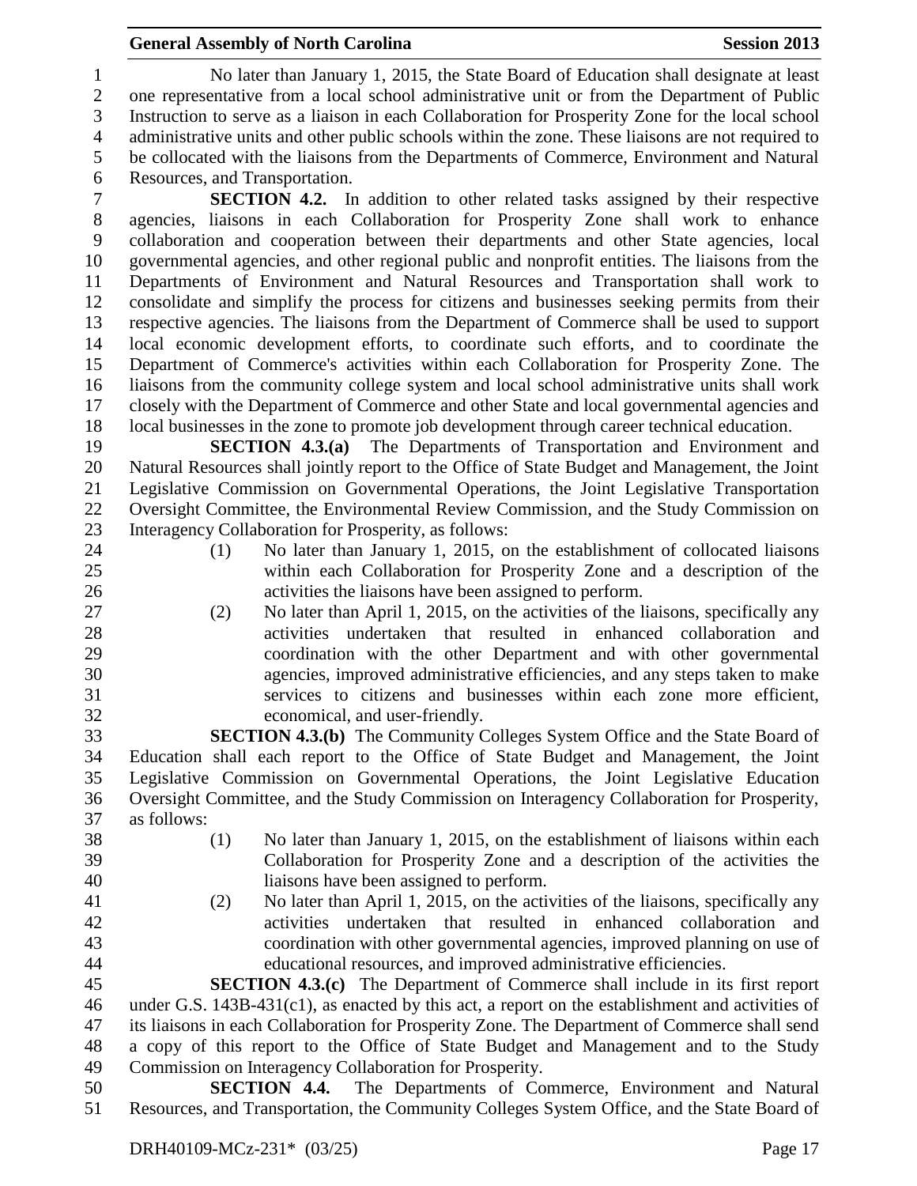No later than January 1, 2015, the State Board of Education shall designate at least one representative from a local school administrative unit or from the Department of Public Instruction to serve as a liaison in each Collaboration for Prosperity Zone for the local school administrative units and other public schools within the zone. These liaisons are not required to be collocated with the liaisons from the Departments of Commerce, Environment and Natural Resources, and Transportation.

**SECTION 4.2.** In addition to other related tasks assigned by their respective agencies, liaisons in each Collaboration for Prosperity Zone shall work to enhance collaboration and cooperation between their departments and other State agencies, local governmental agencies, and other regional public and nonprofit entities. The liaisons from the Departments of Environment and Natural Resources and Transportation shall work to consolidate and simplify the process for citizens and businesses seeking permits from their respective agencies. The liaisons from the Department of Commerce shall be used to support local economic development efforts, to coordinate such efforts, and to coordinate the Department of Commerce's activities within each Collaboration for Prosperity Zone. The liaisons from the community college system and local school administrative units shall work closely with the Department of Commerce and other State and local governmental agencies and local businesses in the zone to promote job development through career technical education.

**SECTION 4.3.(a)** The Departments of Transportation and Environment and Natural Resources shall jointly report to the Office of State Budget and Management, the Joint Legislative Commission on Governmental Operations, the Joint Legislative Transportation Oversight Committee, the Environmental Review Commission, and the Study Commission on Interagency Collaboration for Prosperity, as follows:

(1) No later than January 1, 2015, on the establishment of collocated liaisons within each Collaboration for Prosperity Zone and a description of the activities the liaisons have been assigned to perform.

(2) No later than April 1, 2015, on the activities of the liaisons, specifically any activities undertaken that resulted in enhanced collaboration and coordination with the other Department and with other governmental agencies, improved administrative efficiencies, and any steps taken to make services to citizens and businesses within each zone more efficient, economical, and user-friendly.

**SECTION 4.3.(b)** The Community Colleges System Office and the State Board of Education shall each report to the Office of State Budget and Management, the Joint Legislative Commission on Governmental Operations, the Joint Legislative Education Oversight Committee, and the Study Commission on Interagency Collaboration for Prosperity, as follows:

(1) No later than January 1, 2015, on the establishment of liaisons within each Collaboration for Prosperity Zone and a description of the activities the liaisons have been assigned to perform.

(2) No later than April 1, 2015, on the activities of the liaisons, specifically any activities undertaken that resulted in enhanced collaboration and coordination with other governmental agencies, improved planning on use of educational resources, and improved administrative efficiencies.

**SECTION 4.3.(c)** The Department of Commerce shall include in its first report under G.S. 143B-431(c1), as enacted by this act, a report on the establishment and activities of its liaisons in each Collaboration for Prosperity Zone. The Department of Commerce shall send a copy of this report to the Office of State Budget and Management and to the Study Commission on Interagency Collaboration for Prosperity.

**SECTION 4.4.** The Departments of Commerce, Environment and Natural Resources, and Transportation, the Community Colleges System Office, and the State Board of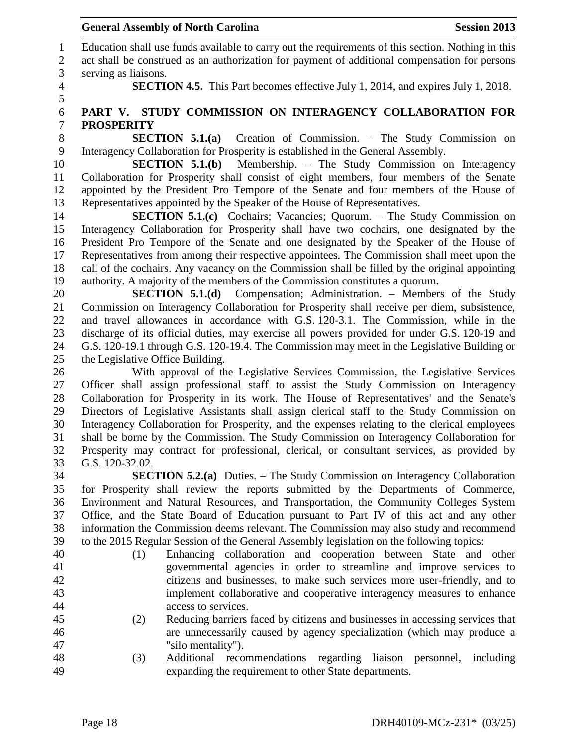Education shall use funds available to carry out the requirements of this section. Nothing in this act shall be construed as an authorization for payment of additional compensation for persons serving as liaisons.

**SECTION 4.5.** This Part becomes effective July 1, 2014, and expires July 1, 2018.

## PART V. STUDY COMMISSION ON INTERAGENCY COLLABORATION FOR PROSPERITY

**SECTION 5.1.(a)** Creation of Commission. – The Study Commission on Interagency Collaboration for Prosperity is established in the General Assembly.

**SECTION 5.1.(b)** Membership. – The Study Commission on Interagency Collaboration for Prosperity shall consist of eight members, four members of the Senate appointed by the President Pro Tempore of the Senate and four members of the House of Representatives appointed by the Speaker of the House of Representatives.

**SECTION 5.1.(c)** Cochairs; Vacancies; Quorum. – The Study Commission on Interagency Collaboration for Prosperity shall have two cochairs, one designated by the President Pro Tempore of the Senate and one designated by the Speaker of the House of Representatives from among their respective appointees. The Commission shall meet upon the call of the cochairs. Any vacancy on the Commission shall be filled by the original appointing authority. A majority of the members of the Commission constitutes a quorum.

**SECTION 5.1.(d)** Compensation; Administration. – Members of the Study Commission on Interagency Collaboration for Prosperity shall receive per diem, subsistence, and travel allowances in accordance with G.S. 120-3.1. The Commission, while in the discharge of its official duties, may exercise all powers provided for under G.S. 120-19 and G.S. 120-19.1 through G.S. 120-19.4. The Commission may meet in the Legislative Building or the Legislative Office Building.

With approval of the Legislative Services Commission, the Legislative Services Officer shall assign professional staff to assist the Study Commission on Interagency Collaboration for Prosperity in its work. The House of Representatives' and the Senate's Directors of Legislative Assistants shall assign clerical staff to the Study Commission on Interagency Collaboration for Prosperity, and the expenses relating to the clerical employees shall be borne by the Commission. The Study Commission on Interagency Collaboration for Prosperity may contract for professional, clerical, or consultant services, as provided by G.S. 120-32.02.

**SECTION 5.2.(a)** Duties. – The Study Commission on Interagency Collaboration for Prosperity shall review the reports submitted by the Departments of Commerce, Environment and Natural Resources, and Transportation, the Community Colleges System Office, and the State Board of Education pursuant to Part IV of this act and any other information the Commission deems relevant. The Commission may also study and recommend to the 2015 Regular Session of the General Assembly legislation on the following topics:

(1) Enhancing collaboration and cooperation between State and other governmental agencies in order to streamline and improve services to citizens and businesses, to make such services more user-friendly, and to implement collaborative and cooperative interagency measures to enhance access to services.

(2) Reducing barriers faced by citizens and businesses in accessing services that are unnecessarily caused by agency specialization (which may produce a "silo mentality").

(3) Additional recommendations regarding liaison personnel, including expanding the requirement to other State departments.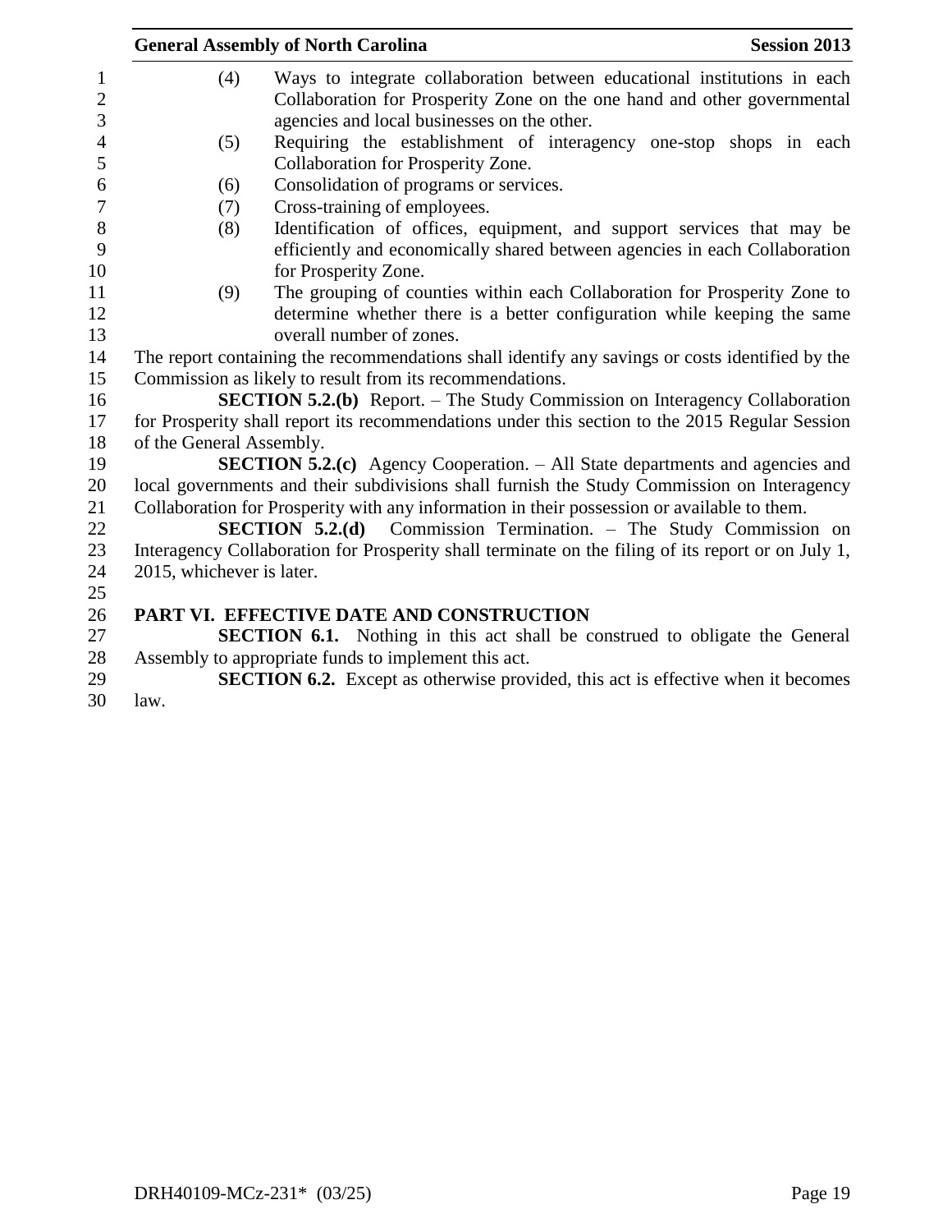(4) Ways to integrate collaboration between educational institutions in each Collaboration for Prosperity Zone on the one hand and other governmental agencies and local businesses on the other.

(5) Requiring the establishment of interagency one-stop shops in each Collaboration for Prosperity Zone.

(6) Consolidation of programs or services.

(7) Cross-training of employees.

(8) Identification of offices, equipment, and support services that may be efficiently and economically shared between agencies in each Collaboration for Prosperity Zone.

(9) The grouping of counties within each Collaboration for Prosperity Zone to determine whether there is a better configuration while keeping the same overall number of zones.

The report containing the recommendations shall identify any savings or costs identified by the Commission as likely to result from its recommendations.

**SECTION 5.2.(b)** Report. – The Study Commission on Interagency Collaboration for Prosperity shall report its recommendations under this section to the 2015 Regular Session of the General Assembly.

**SECTION 5.2.(c)** Agency Cooperation. – All State departments and agencies and local governments and their subdivisions shall furnish the Study Commission on Interagency Collaboration for Prosperity with any information in their possession or available to them.

**SECTION 5.2.(d)** Commission Termination. – The Study Commission on Interagency Collaboration for Prosperity shall terminate on the filing of its report or on July 1, 2015, whichever is later.

## PART VI. EFFECTIVE DATE AND CONSTRUCTION

**SECTION 6.1.** Nothing in this act shall be construed to obligate the General Assembly to appropriate funds to implement this act.

**SECTION 6.2.** Except as otherwise provided, this act is effective when it becomes law.